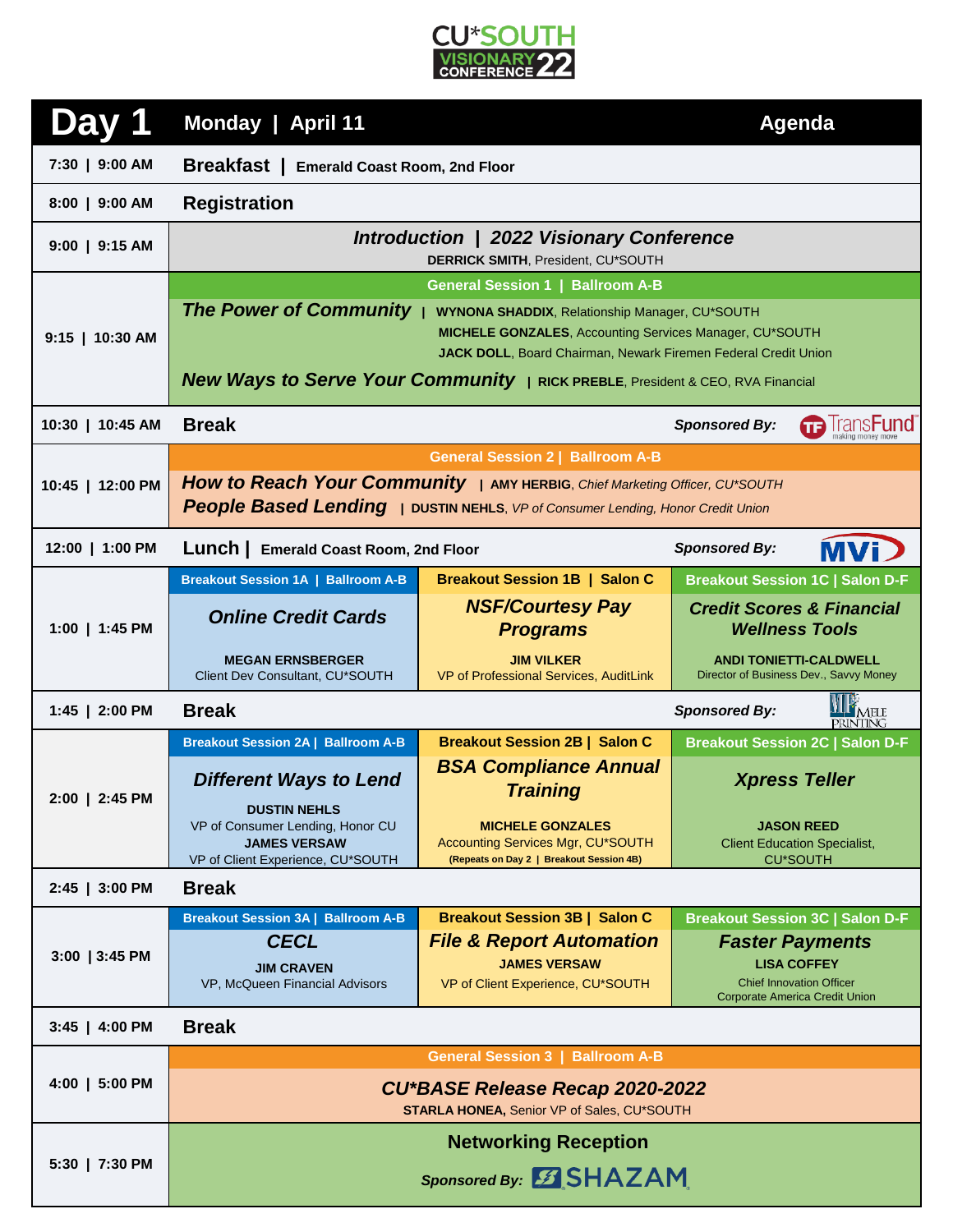# CU*SOUTH VISIONARY CONFERENCE 22

## Day 1 | Monday | April 11 — Agenda

| Time | Session | | |
|---|---|---|---|
| 7:30 \| 9:00 AM | **Breakfast** \| Emerald Coast Room, 2nd Floor | | |
| 8:00 \| 9:00 AM | **Registration** | | |
| 9:00 \| 9:15 AM | ***Introduction \| 2022 Visionary Conference*** <br> **DERRICK SMITH**, President, CU*SOUTH | | |
| 9:15 \| 10:30 AM | **General Session 1 \| Ballroom A-B** <br> ***The Power of Community*** \| **WYNONA SHADDIX**, Relationship Manager, CU*SOUTH; **MICHELE GONZALES**, Accounting Services Manager, CU*SOUTH; **JACK DOLL**, Board Chairman, Newark Firemen Federal Credit Union <br> ***New Ways to Serve Your Community*** \| **RICK PREBLE**, President & CEO, RVA Financial | | |
| 10:30 \| 10:45 AM | **Break** — *Sponsored By:* TransFund | | |
| 10:45 \| 12:00 PM | **General Session 2 \| Ballroom A-B** <br> ***How to Reach Your Community*** \| **AMY HERBIG**, *Chief Marketing Officer, CU*SOUTH* <br> ***People Based Lending*** \| **DUSTIN NEHLS**, *VP of Consumer Lending, Honor Credit Union* | | |
| 12:00 \| 1:00 PM | **Lunch** \| Emerald Coast Room, 2nd Floor — *Sponsored By:* MVi | | |
| 1:00 \| 1:45 PM | **Breakout Session 1A \| Ballroom A-B** <br> ***Online Credit Cards*** <br> **MEGAN ERNSBERGER** <br> Client Dev Consultant, CU*SOUTH | **Breakout Session 1B \| Salon C** <br> ***NSF/Courtesy Pay Programs*** <br> **JIM VILKER** <br> VP of Professional Services, AuditLink | **Breakout Session 1C \| Salon D-F** <br> ***Credit Scores & Financial Wellness Tools*** <br> **ANDI TONIETTI-CALDWELL** <br> Director of Business Dev., Savvy Money |
| 1:45 \| 2:00 PM | **Break** — *Sponsored By:* Mele Printing | | |
| 2:00 \| 2:45 PM | **Breakout Session 2A \| Ballroom A-B** <br> ***Different Ways to Lend*** <br> **DUSTIN NEHLS** <br> VP of Consumer Lending, Honor CU <br> **JAMES VERSAW** <br> VP of Client Experience, CU*SOUTH | **Breakout Session 2B \| Salon C** <br> ***BSA Compliance Annual Training*** <br> **MICHELE GONZALES** <br> Accounting Services Mgr, CU*SOUTH <br> **(Repeats on Day 2 \| Breakout Session 4B)** | **Breakout Session 2C \| Salon D-F** <br> ***Xpress Teller*** <br> **JASON REED** <br> Client Education Specialist, CU*SOUTH |
| 2:45 \| 3:00 PM | **Break** | | |
| 3:00 \| 3:45 PM | **Breakout Session 3A \| Ballroom A-B** <br> ***CECL*** <br> **JIM CRAVEN** <br> VP, McQueen Financial Advisors | **Breakout Session 3B \| Salon C** <br> ***File & Report Automation*** <br> **JAMES VERSAW** <br> VP of Client Experience, CU*SOUTH | **Breakout Session 3C \| Salon D-F** <br> ***Faster Payments*** <br> **LISA COFFEY** <br> Chief Innovation Officer <br> Corporate America Credit Union |
| 3:45 \| 4:00 PM | **Break** | | |
| 4:00 \| 5:00 PM | **General Session 3 \| Ballroom A-B** <br> ***CU*BASE Release Recap 2020-2022*** <br> **STARLA HONEA,** Senior VP of Sales, CU*SOUTH | | |
| 5:30 \| 7:30 PM | **Networking Reception** <br> *Sponsored By:* SHAZAM | | |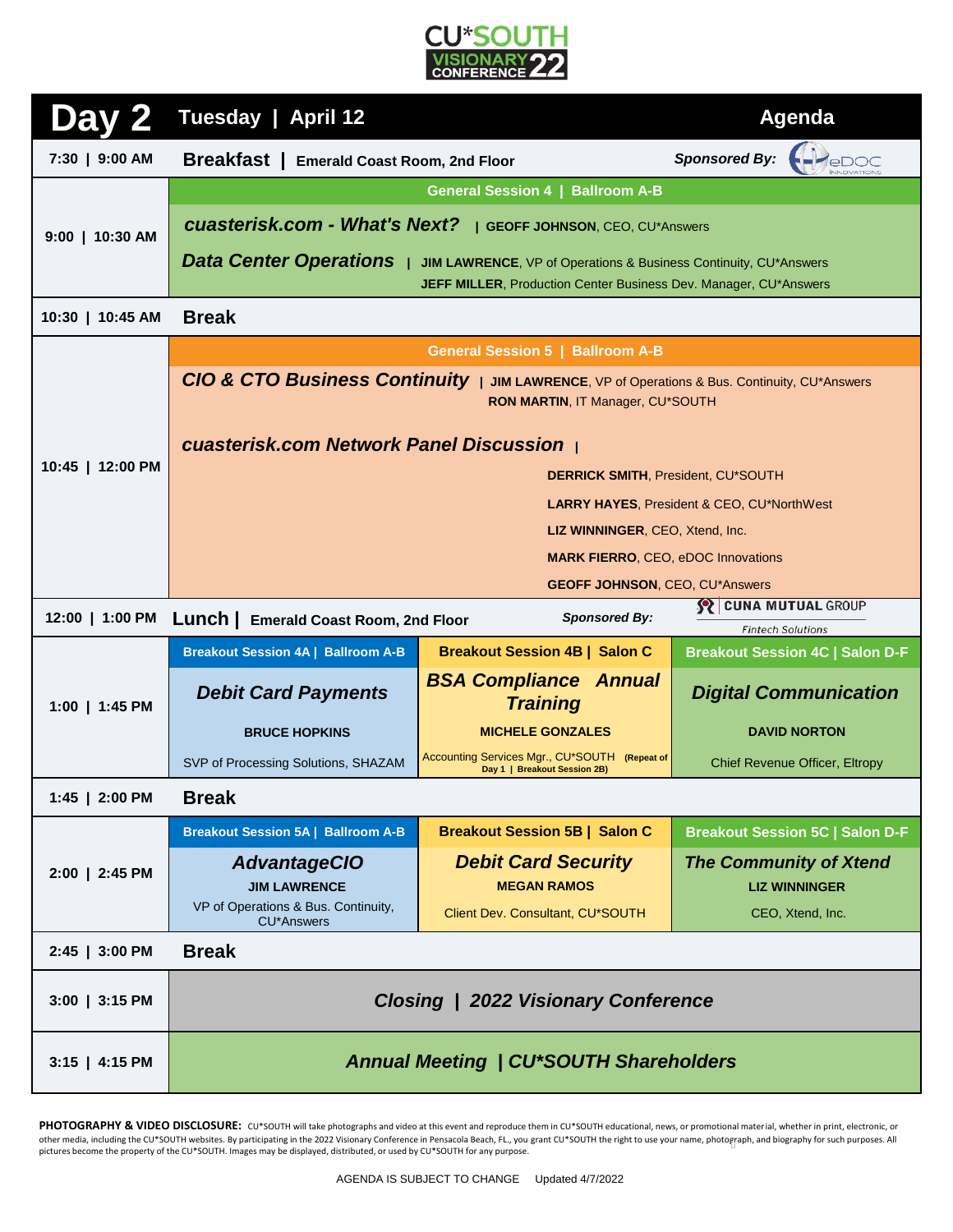CU*SOUTH VISIONARY CONFERENCE 22

# Day 2 Tuesday | April 12 — Agenda

| Time | | | |
|---|---|---|---|
| 7:30 \| 9:00 AM | **Breakfast** \| Emerald Coast Room, 2nd Floor — *Sponsored By:* eDOC Innovations | | |
| 9:00 \| 10:30 AM | **General Session 4 \| Ballroom A-B**<br>***cuasterisk.com - What's Next?*** \| **GEOFF JOHNSON**, CEO, CU*Answers<br>***Data Center Operations*** \| **JIM LAWRENCE**, VP of Operations & Business Continuity, CU*Answers; **JEFF MILLER**, Production Center Business Dev. Manager, CU*Answers | | |
| 10:30 \| 10:45 AM | **Break** | | |
| 10:45 \| 12:00 PM | **General Session 5 \| Ballroom A-B**<br>***CIO & CTO Business Continuity*** \| **JIM LAWRENCE**, VP of Operations & Bus. Continuity, CU*Answers; **RON MARTIN**, IT Manager, CU*SOUTH<br>***cuasterisk.com Network Panel Discussion*** \| **DERRICK SMITH**, President, CU*SOUTH; **LARRY HAYES**, President & CEO, CU*NorthWest; **LIZ WINNINGER**, CEO, Xtend, Inc.; **MARK FIERRO**, CEO, eDOC Innovations; **GEOFF JOHNSON**, CEO, CU*Answers | | |
| 12:00 \| 1:00 PM | **Lunch** \| Emerald Coast Room, 2nd Floor — *Sponsored By:* CUNA MUTUAL GROUP Fintech Solutions | | |
| 1:00 \| 1:45 PM | **Breakout Session 4A \| Ballroom A-B**<br>***Debit Card Payments***<br>**BRUCE HOPKINS**<br>SVP of Processing Solutions, SHAZAM | **Breakout Session 4B \| Salon C**<br>***BSA Compliance Annual Training***<br>**MICHELE GONZALES**<br>Accounting Services Mgr., CU*SOUTH (Repeat of Day 1 \| Breakout Session 2B) | **Breakout Session 4C \| Salon D-F**<br>***Digital Communication***<br>**DAVID NORTON**<br>Chief Revenue Officer, Eltropy |
| 1:45 \| 2:00 PM | **Break** | | |
| 2:00 \| 2:45 PM | **Breakout Session 5A \| Ballroom A-B**<br>***AdvantageCIO***<br>**JIM LAWRENCE**<br>VP of Operations & Bus. Continuity, CU*Answers | **Breakout Session 5B \| Salon C**<br>***Debit Card Security***<br>**MEGAN RAMOS**<br>Client Dev. Consultant, CU*SOUTH | **Breakout Session 5C \| Salon D-F**<br>***The Community of Xtend***<br>**LIZ WINNINGER**<br>CEO, Xtend, Inc. |
| 2:45 \| 3:00 PM | **Break** | | |
| 3:00 \| 3:15 PM | ***Closing \| 2022 Visionary Conference*** | | |
| 3:15 \| 4:15 PM | ***Annual Meeting \| CU*SOUTH Shareholders*** | | |

**PHOTOGRAPHY & VIDEO DISCLOSURE:** CU*SOUTH will take photographs and video at this event and reproduce them in CU*SOUTH educational, news, or promotional material, whether in print, electronic, or other media, including the CU*SOUTH websites. By participating in the 2022 Visionary Conference in Pensacola Beach, FL, you grant CU*SOUTH the right to use your name, photograph, and biography for such purposes. All pictures become the property of the CU*SOUTH. Images may be displayed, distributed, or used by CU*SOUTH for any purpose.

AGENDA IS SUBJECT TO CHANGE Updated 4/7/2022